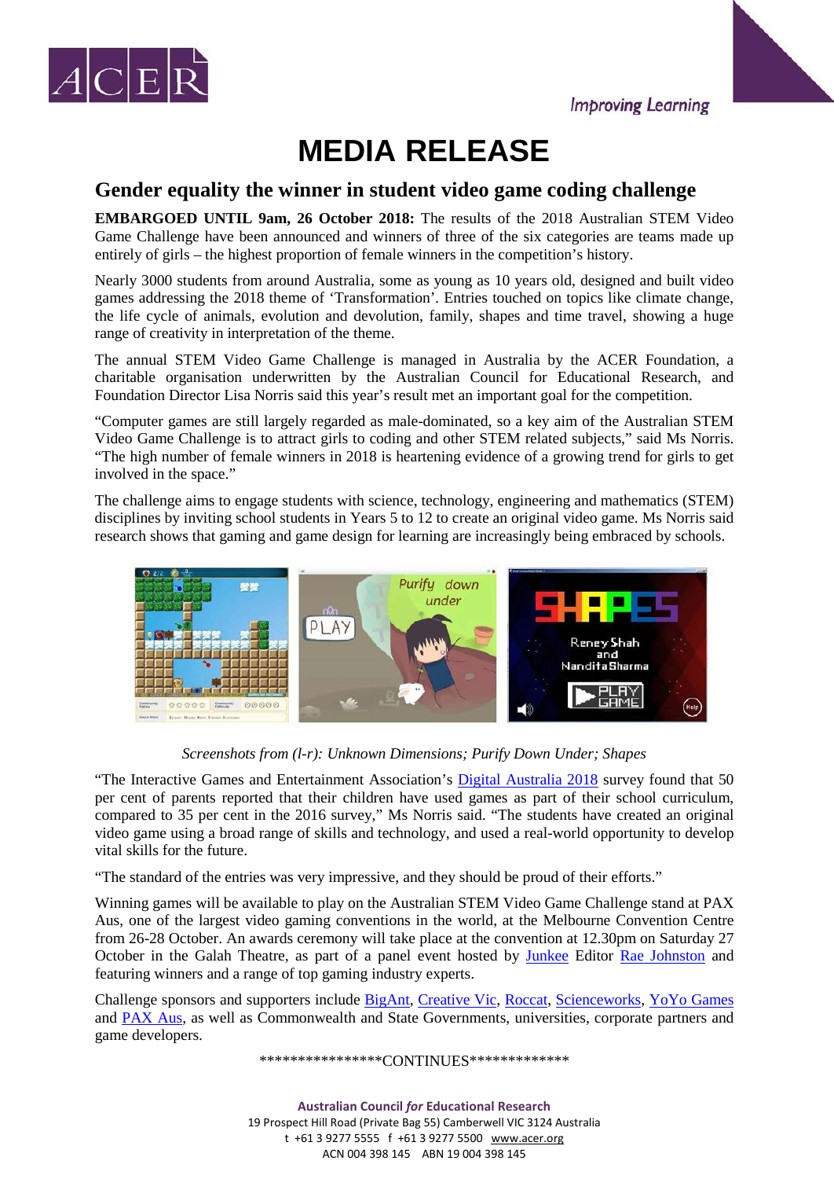ACER

Improving Learning

# MEDIA RELEASE

## Gender equality the winner in student video game coding challenge

**EMBARGOED UNTIL 9am, 26 October 2018:** The results of the 2018 Australian STEM Video Game Challenge have been announced and winners of three of the six categories are teams made up entirely of girls – the highest proportion of female winners in the competition's history.

Nearly 3000 students from around Australia, some as young as 10 years old, designed and built video games addressing the 2018 theme of 'Transformation'. Entries touched on topics like climate change, the life cycle of animals, evolution and devolution, family, shapes and time travel, showing a huge range of creativity in interpretation of the theme.

The annual STEM Video Game Challenge is managed in Australia by the ACER Foundation, a charitable organisation underwritten by the Australian Council for Educational Research, and Foundation Director Lisa Norris said this year's result met an important goal for the competition.

"Computer games are still largely regarded as male-dominated, so a key aim of the Australian STEM Video Game Challenge is to attract girls to coding and other STEM related subjects," said Ms Norris. "The high number of female winners in 2018 is heartening evidence of a growing trend for girls to get involved in the space."

The challenge aims to engage students with science, technology, engineering and mathematics (STEM) disciplines by inviting school students in Years 5 to 12 to create an original video game. Ms Norris said research shows that gaming and game design for learning are increasingly being embraced by schools.

*Screenshots from (l-r): Unknown Dimensions; Purify Down Under; Shapes*

"The Interactive Games and Entertainment Association's Digital Australia 2018 survey found that 50 per cent of parents reported that their children have used games as part of their school curriculum, compared to 35 per cent in the 2016 survey," Ms Norris said. "The students have created an original video game using a broad range of skills and technology, and used a real-world opportunity to develop vital skills for the future.

"The standard of the entries was very impressive, and they should be proud of their efforts."

Winning games will be available to play on the Australian STEM Video Game Challenge stand at PAX Aus, one of the largest video gaming conventions in the world, at the Melbourne Convention Centre from 26-28 October. An awards ceremony will take place at the convention at 12.30pm on Saturday 27 October in the Galah Theatre, as part of a panel event hosted by Junkee Editor Rae Johnston and featuring winners and a range of top gaming industry experts.

Challenge sponsors and supporters include BigAnt, Creative Vic, Roccat, Scienceworks, YoYo Games and PAX Aus, as well as Commonwealth and State Governments, universities, corporate partners and game developers.

****************CONTINUES*************

**Australian Council *for* Educational Research**
19 Prospect Hill Road (Private Bag 55) Camberwell VIC 3124 Australia
t +61 3 9277 5555 f +61 3 9277 5500 www.acer.org
ACN 004 398 145 ABN 19 004 398 145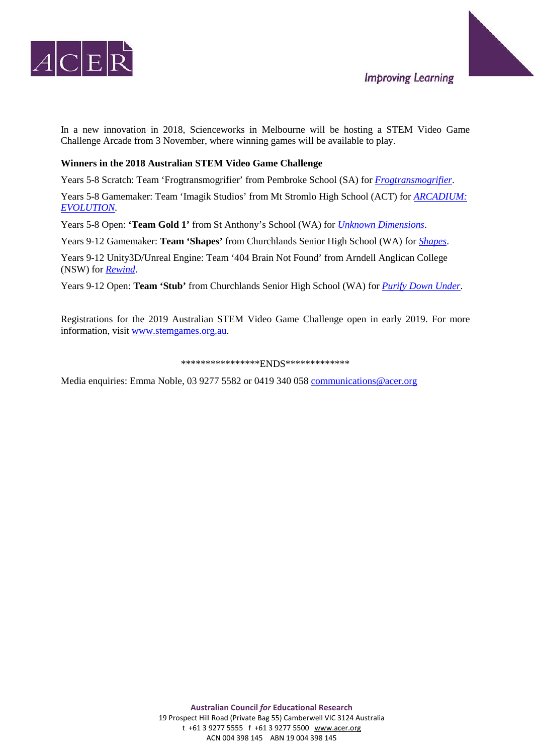In a new innovation in 2018, Scienceworks in Melbourne will be hosting a STEM Video Game Challenge Arcade from 3 November, where winning games will be available to play.

**Winners in the 2018 Australian STEM Video Game Challenge**

Years 5-8 Scratch: Team 'Frogtransmogrifier' from Pembroke School (SA) for *Frogtransmogrifier*.

Years 5-8 Gamemaker: Team 'Imagik Studios' from Mt Stromlo High School (ACT) for *ARCADIUM: EVOLUTION*.

Years 5-8 Open: **'Team Gold 1'** from St Anthony's School (WA) for *Unknown Dimensions*.

Years 9-12 Gamemaker: **Team 'Shapes'** from Churchlands Senior High School (WA) for *Shapes*.

Years 9-12 Unity3D/Unreal Engine: Team '404 Brain Not Found' from Arndell Anglican College (NSW) for *Rewind*.

Years 9-12 Open: **Team 'Stub'** from Churchlands Senior High School (WA) for *Purify Down Under*.

Registrations for the 2019 Australian STEM Video Game Challenge open in early 2019. For more information, visit www.stemgames.org.au.

****************ENDS*************

Media enquiries: Emma Noble, 03 9277 5582 or 0419 340 058 communications@acer.org